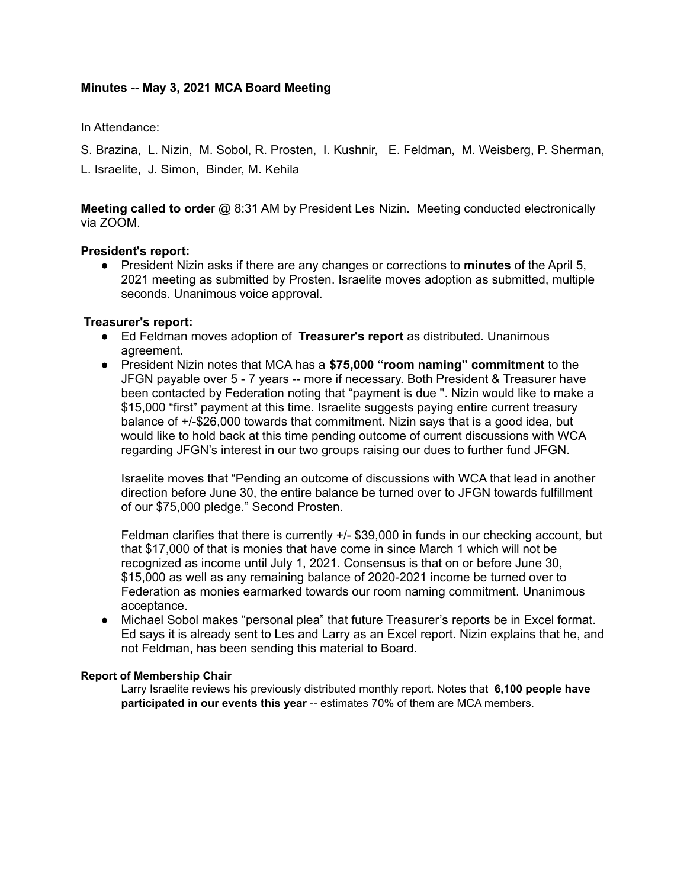**Minutes -- May 3, 2021 MCA Board Meeting**

In Attendance:

S. Brazina, L. Nizin, M. Sobol, R. Prosten, I. Kushnir, E. Feldman, M. Weisberg, P. Sherman, L. Israelite, J. Simon, Binder, M. Kehila

**Meeting called to order** @ 8:31 AM by President Les Nizin. Meeting conducted electronically via ZOOM.

**President's report:**

- President Nizin asks if there are any changes or corrections to **minutes** of the April 5, 2021 meeting as submitted by Prosten. Israelite moves adoption as submitted, multiple seconds. Unanimous voice approval.

**Treasurer's report:**

- Ed Feldman moves adoption of **Treasurer's report** as distributed. Unanimous agreement.
- President Nizin notes that MCA has a **$75,000 "room naming" commitment** to the JFGN payable over 5 - 7 years -- more if necessary. Both President & Treasurer have been contacted by Federation noting that "payment is due ". Nizin would like to make a $15,000 "first" payment at this time. Israelite suggests paying entire current treasury balance of +/-$26,000 towards that commitment. Nizin says that is a good idea, but would like to hold back at this time pending outcome of current discussions with WCA regarding JFGN's interest in our two groups raising our dues to further fund JFGN.

  Israelite moves that "Pending an outcome of discussions with WCA that lead in another direction before June 30, the entire balance be turned over to JFGN towards fulfillment of our $75,000 pledge." Second Prosten.

  Feldman clarifies that there is currently +/- $39,000 in funds in our checking account, but that $17,000 of that is monies that have come in since March 1 which will not be recognized as income until July 1, 2021. Consensus is that on or before June 30, $15,000 as well as any remaining balance of 2020-2021 income be turned over to Federation as monies earmarked towards our room naming commitment. Unanimous acceptance.
- Michael Sobol makes "personal plea" that future Treasurer's reports be in Excel format. Ed says it is already sent to Les and Larry as an Excel report. Nizin explains that he, and not Feldman, has been sending this material to Board.

**Report of Membership Chair**

Larry Israelite reviews his previously distributed monthly report. Notes that **6,100 people have participated in our events this year** -- estimates 70% of them are MCA members.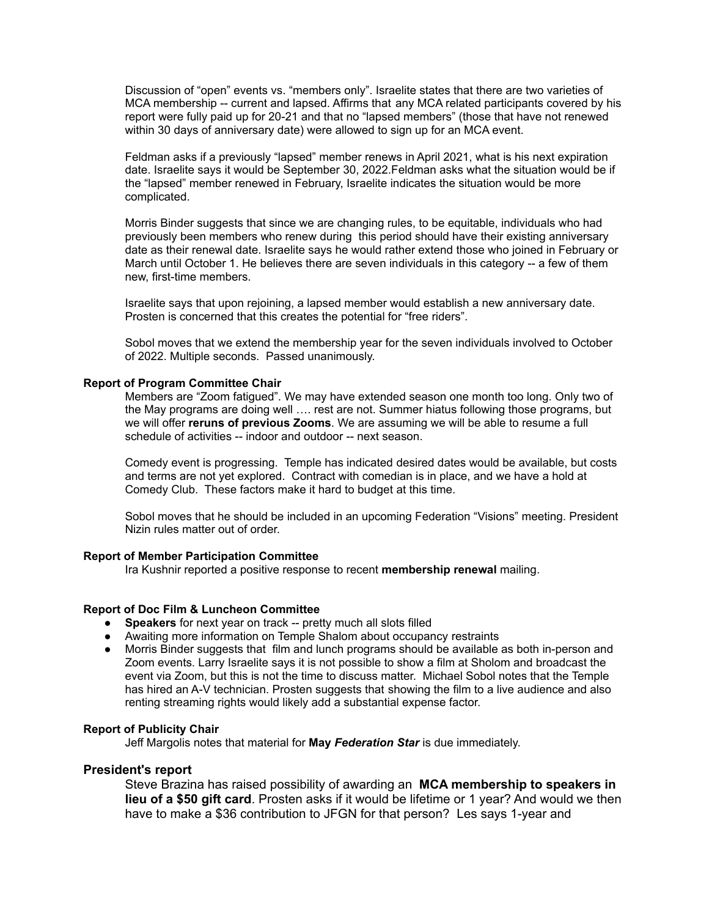Discussion of "open" events vs. "members only". Israelite states that there are two varieties of MCA membership -- current and lapsed. Affirms that any MCA related participants covered by his report were fully paid up for 20-21 and that no "lapsed members" (those that have not renewed within 30 days of anniversary date) were allowed to sign up for an MCA event.

Feldman asks if a previously "lapsed" member renews in April 2021, what is his next expiration date. Israelite says it would be September 30, 2022.Feldman asks what the situation would be if the "lapsed" member renewed in February, Israelite indicates the situation would be more complicated.

Morris Binder suggests that since we are changing rules, to be equitable, individuals who had previously been members who renew during this period should have their existing anniversary date as their renewal date. Israelite says he would rather extend those who joined in February or March until October 1. He believes there are seven individuals in this category -- a few of them new, first-time members.

Israelite says that upon rejoining, a lapsed member would establish a new anniversary date. Prosten is concerned that this creates the potential for "free riders".

Sobol moves that we extend the membership year for the seven individuals involved to October of 2022. Multiple seconds. Passed unanimously.

#### Report of Program Committee Chair

Members are "Zoom fatigued". We may have extended season one month too long. Only two of the May programs are doing well …. rest are not. Summer hiatus following those programs, but we will offer **reruns of previous Zooms**. We are assuming we will be able to resume a full schedule of activities -- indoor and outdoor -- next season.

Comedy event is progressing. Temple has indicated desired dates would be available, but costs and terms are not yet explored. Contract with comedian is in place, and we have a hold at Comedy Club. These factors make it hard to budget at this time.

Sobol moves that he should be included in an upcoming Federation "Visions" meeting. President Nizin rules matter out of order.

#### Report of Member Participation Committee

Ira Kushnir reported a positive response to recent **membership renewal** mailing.

#### Report of Doc Film & Luncheon Committee

- **Speakers** for next year on track -- pretty much all slots filled
- Awaiting more information on Temple Shalom about occupancy restraints
- Morris Binder suggests that film and lunch programs should be available as both in-person and Zoom events. Larry Israelite says it is not possible to show a film at Sholom and broadcast the event via Zoom, but this is not the time to discuss matter. Michael Sobol notes that the Temple has hired an A-V technician. Prosten suggests that showing the film to a live audience and also renting streaming rights would likely add a substantial expense factor.

#### Report of Publicity Chair

Jeff Margolis notes that material for **May *Federation Star*** is due immediately.

### President's report

Steve Brazina has raised possibility of awarding an **MCA membership to speakers in lieu of a $50 gift card**. Prosten asks if it would be lifetime or 1 year? And would we then have to make a $36 contribution to JFGN for that person? Les says 1-year and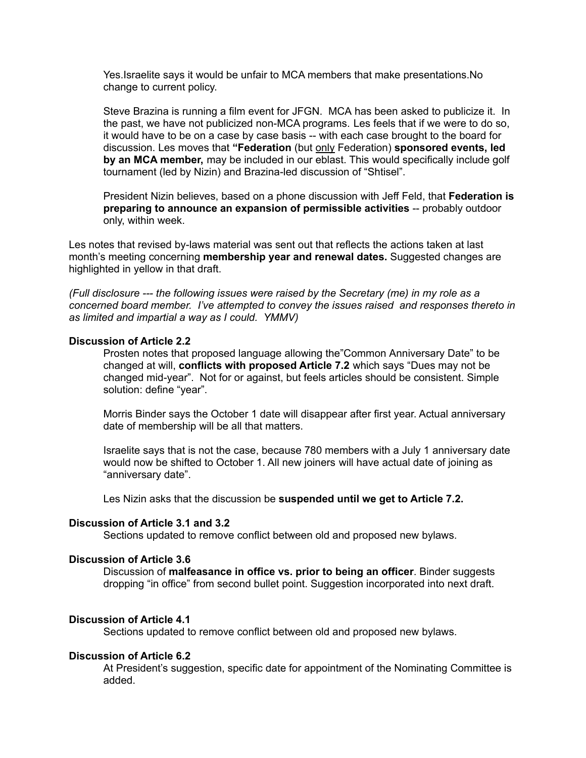Yes.Israelite says it would be unfair to MCA members that make presentations.No change to current policy.

Steve Brazina is running a film event for JFGN. MCA has been asked to publicize it. In the past, we have not publicized non-MCA programs. Les feels that if we were to do so, it would have to be on a case by case basis -- with each case brought to the board for discussion. Les moves that **"Federation** (but <u>only</u> Federation) **sponsored events, led by an MCA member,** may be included in our eblast. This would specifically include golf tournament (led by Nizin) and Brazina-led discussion of "Shtisel".

President Nizin believes, based on a phone discussion with Jeff Feld, that **Federation is preparing to announce an expansion of permissible activities** -- probably outdoor only, within week.

Les notes that revised by-laws material was sent out that reflects the actions taken at last month's meeting concerning **membership year and renewal dates.** Suggested changes are highlighted in yellow in that draft.

*(Full disclosure --- the following issues were raised by the Secretary (me) in my role as a concerned board member. I've attempted to convey the issues raised and responses thereto in as limited and impartial a way as I could. YMMV)*

**Discussion of Article 2.2**

Prosten notes that proposed language allowing the"Common Anniversary Date" to be changed at will, **conflicts with proposed Article 7.2** which says "Dues may not be changed mid-year". Not for or against, but feels articles should be consistent. Simple solution: define "year".

Morris Binder says the October 1 date will disappear after first year. Actual anniversary date of membership will be all that matters.

Israelite says that is not the case, because 780 members with a July 1 anniversary date would now be shifted to October 1. All new joiners will have actual date of joining as "anniversary date".

Les Nizin asks that the discussion be **suspended until we get to Article 7.2.**

**Discussion of Article 3.1 and 3.2**

Sections updated to remove conflict between old and proposed new bylaws.

**Discussion of Article 3.6**

Discussion of **malfeasance in office vs. prior to being an officer**. Binder suggests dropping "in office" from second bullet point. Suggestion incorporated into next draft.

**Discussion of Article 4.1**

Sections updated to remove conflict between old and proposed new bylaws.

**Discussion of Article 6.2**

At President's suggestion, specific date for appointment of the Nominating Committee is added.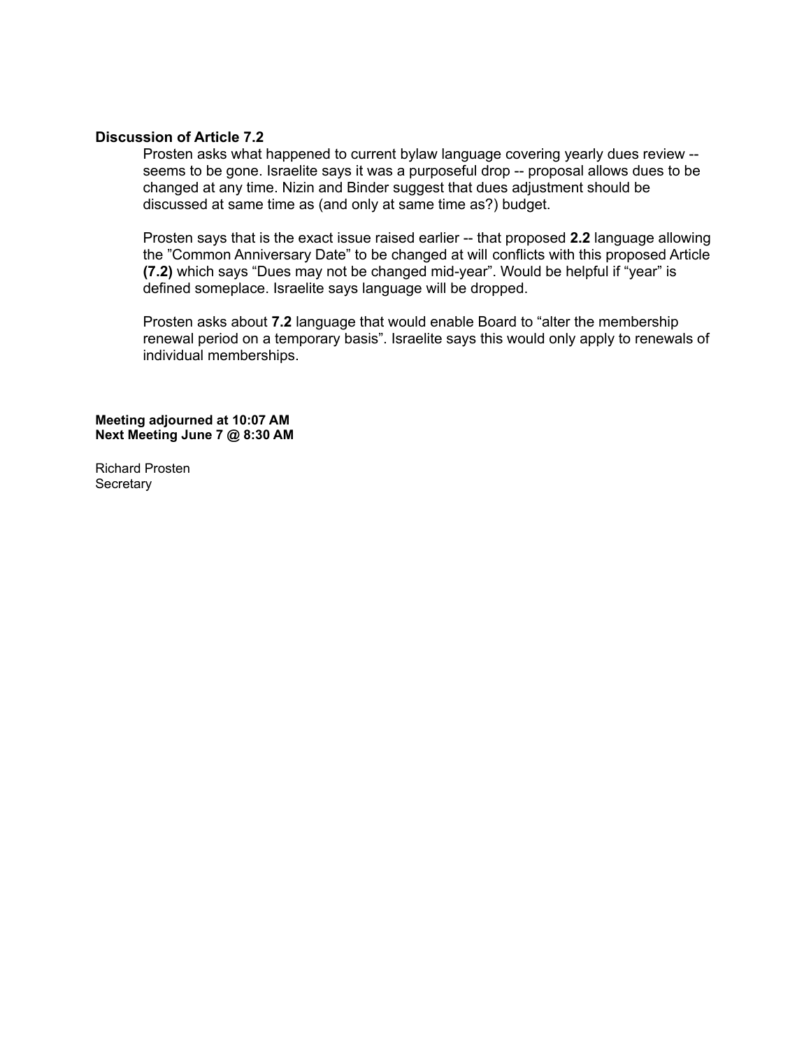**Discussion of Article 7.2**

Prosten asks what happened to current bylaw language covering yearly dues review -- seems to be gone. Israelite says it was a purposeful drop -- proposal allows dues to be changed at any time. Nizin and Binder suggest that dues adjustment should be discussed at same time as (and only at same time as?) budget.

Prosten says that is the exact issue raised earlier -- that proposed **2.2** language allowing the "Common Anniversary Date" to be changed at will conflicts with this proposed Article **(7.2)** which says "Dues may not be changed mid-year". Would be helpful if "year" is defined someplace. Israelite says language will be dropped.

Prosten asks about **7.2** language that would enable Board to "alter the membership renewal period on a temporary basis". Israelite says this would only apply to renewals of individual memberships.

**Meeting adjourned at 10:07 AM**
**Next Meeting June 7 @ 8:30 AM**

Richard Prosten
Secretary